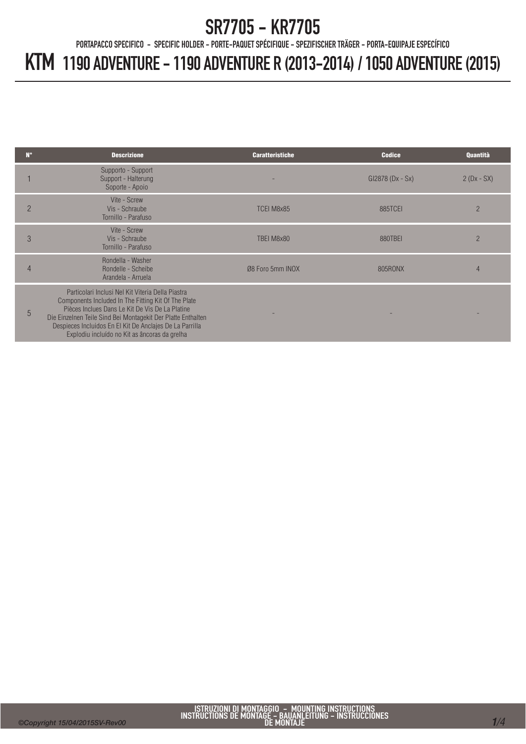# SR7705 - KR7705

PORTAPACCO SPECIFICO - SPECIFIC HOLDER - PORTE-PAQUET SPÉCIFIQUE - SPEZIFISCHER TRÄGER - PORTA-EQUIPAJE ESPECÍFICO

# KTM 1190 ADVENTURE - 1190 ADVENTURE R (2013-2014) / 1050 ADVENTURE (2015)

| N° | Descrizione | Caratteristiche | Codice | Quantità |
|---|---|---|---|---|
| 1 | Supporto - Support<br>Support - Halterung<br>Soporte - Apoio | - | GI2878 (Dx - Sx) | 2 (Dx - SX) |
| 2 | Vite - Screw<br>Vis - Schraube<br>Tornillo - Parafuso | TCEI M8x85 | 885TCEI | 2 |
| 3 | Vite - Screw<br>Vis - Schraube<br>Tornillo - Parafuso | TBEI M8x80 | 880TBEI | 2 |
| 4 | Rondella - Washer<br>Rondelle - Scheibe<br>Arandela - Arruela | Ø8 Foro 5mm INOX | 805RONX | 4 |
| 5 | Particolari Inclusi Nel Kit Viteria Della Piastra<br>Components Included In The Fitting Kit Of The Plate<br>Pièces Inclues Dans Le Kit De Vis De La Platine<br>Die Einzelnen Teile Sind Bei Montagekit Der Platte Enthalten<br>Despieces Incluidos En El Kit De Anclajes De La Parrilla<br>Explodiu incluído no Kit as âncoras da grelha | - | - | - |

ISTRUZIONI DI MONTAGGIO - MOUNTING INSTRUCTIONS
INSTRUCTIONS DE MONTAGE - BAUANLEITUNG - INSTRUCCIONES DE MONTAJE

©Copyright 15/04/2015SV-Rev00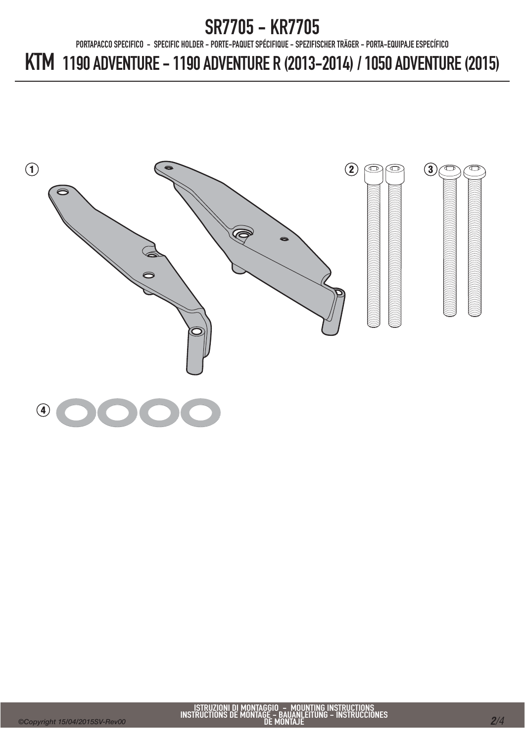# SR7705 - KR7705

PORTAPACCO SPECIFICO - SPECIFIC HOLDER - PORTE-PAQUET SPÉCIFIQUE - SPEZIFISCHER TRÄGER - PORTA-EQUIPAJE ESPECÍFICO

## KTM 1190 ADVENTURE - 1190 ADVENTURE R (2013-2014) / 1050 ADVENTURE (2015)

1

2

3

4

ISTRUZIONI DI MONTAGGIO - MOUNTING INSTRUCTIONS
INSTRUCTIONS DE MONTAGE - BAUANLEITUNG - INSTRUCCIONES DE MONTAJE

©Copyright 15/04/2015SV-Rev00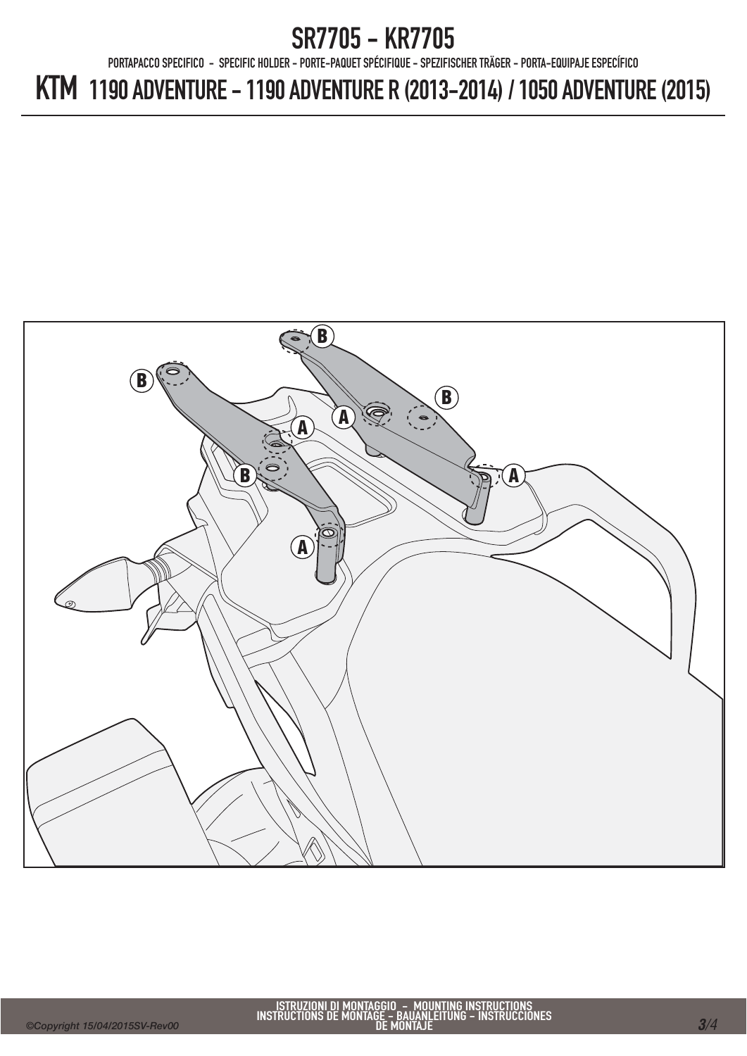# SR7705 - KR7705

PORTAPACCO SPECIFICO - SPECIFIC HOLDER - PORTE-PAQUET SPÉCIFIQUE - SPEZIFISCHER TRÄGER - PORTA-EQUIPAJE ESPECÍFICO

## KTM 1190 ADVENTURE - 1190 ADVENTURE R (2013-2014) / 1050 ADVENTURE (2015)

B

B

B

A

A

B

A

A

ISTRUZIONI DI MONTAGGIO - MOUNTING INSTRUCTIONS
INSTRUCTIONS DE MONTAGE - BAUANLEITUNG - INSTRUCCIONES DE MONTAJE

*©Copyright 15/04/2015SV-Rev00*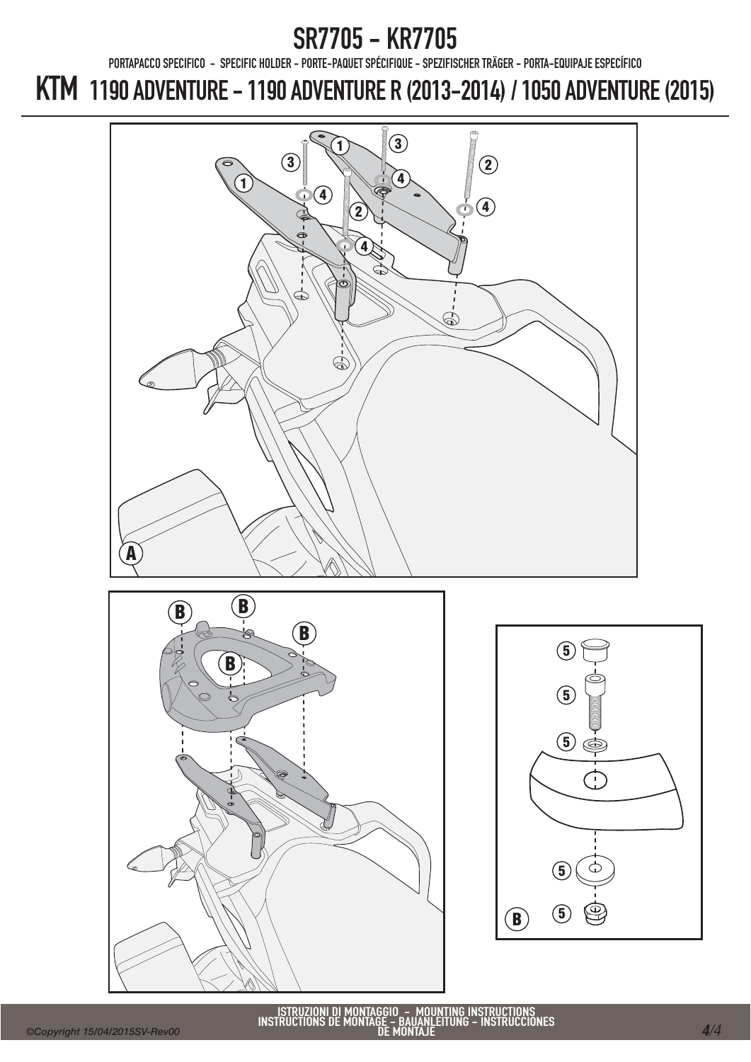# SR7705 - KR7705

PORTAPACCO SPECIFICO - SPECIFIC HOLDER - PORTE-PAQUET SPÉCIFIQUE - SPEZIFISCHER TRÄGER - PORTA-EQUIPAJE ESPECÍFICO

## KTM 1190 ADVENTURE - 1190 ADVENTURE R (2013-2014) / 1050 ADVENTURE (2015)

A

1 3 1 3 2 4 4 2 4 4

B B B B

B

5 5 5 5 5

ISTRUZIONI DI MONTAGGIO - MOUNTING INSTRUCTIONS
INSTRUCTIONS DE MONTAGE - BAUANLEITUNG - INSTRUCCIONES DE MONTAJE

©Copyright 15/04/2015SV-Rev00